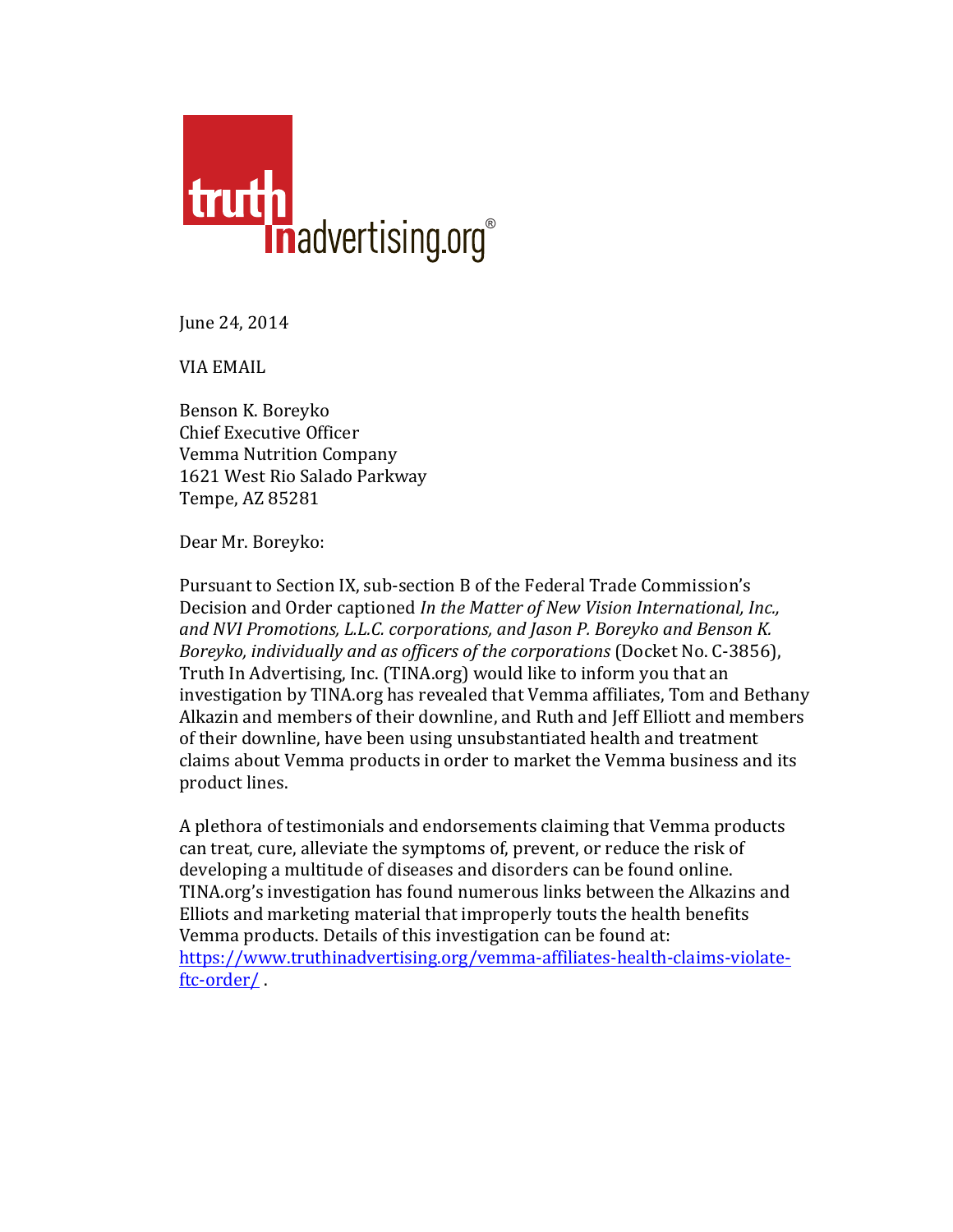truth In advertising.org®

June 24, 2014

VIA EMAIL

Benson K. Boreyko
Chief Executive Officer
Vemma Nutrition Company
1621 West Rio Salado Parkway
Tempe, AZ 85281

Dear Mr. Boreyko:

Pursuant to Section IX, sub-section B of the Federal Trade Commission's Decision and Order captioned *In the Matter of New Vision International, Inc., and NVI Promotions, L.L.C. corporations, and Jason P. Boreyko and Benson K. Boreyko, individually and as officers of the corporations* (Docket No. C-3856), Truth In Advertising, Inc. (TINA.org) would like to inform you that an investigation by TINA.org has revealed that Vemma affiliates, Tom and Bethany Alkazin and members of their downline, and Ruth and Jeff Elliott and members of their downline, have been using unsubstantiated health and treatment claims about Vemma products in order to market the Vemma business and its product lines.

A plethora of testimonials and endorsements claiming that Vemma products can treat, cure, alleviate the symptoms of, prevent, or reduce the risk of developing a multitude of diseases and disorders can be found online. TINA.org's investigation has found numerous links between the Alkazins and Elliots and marketing material that improperly touts the health benefits Vemma products. Details of this investigation can be found at: https://www.truthinadvertising.org/vemma-affiliates-health-claims-violate-ftc-order/ .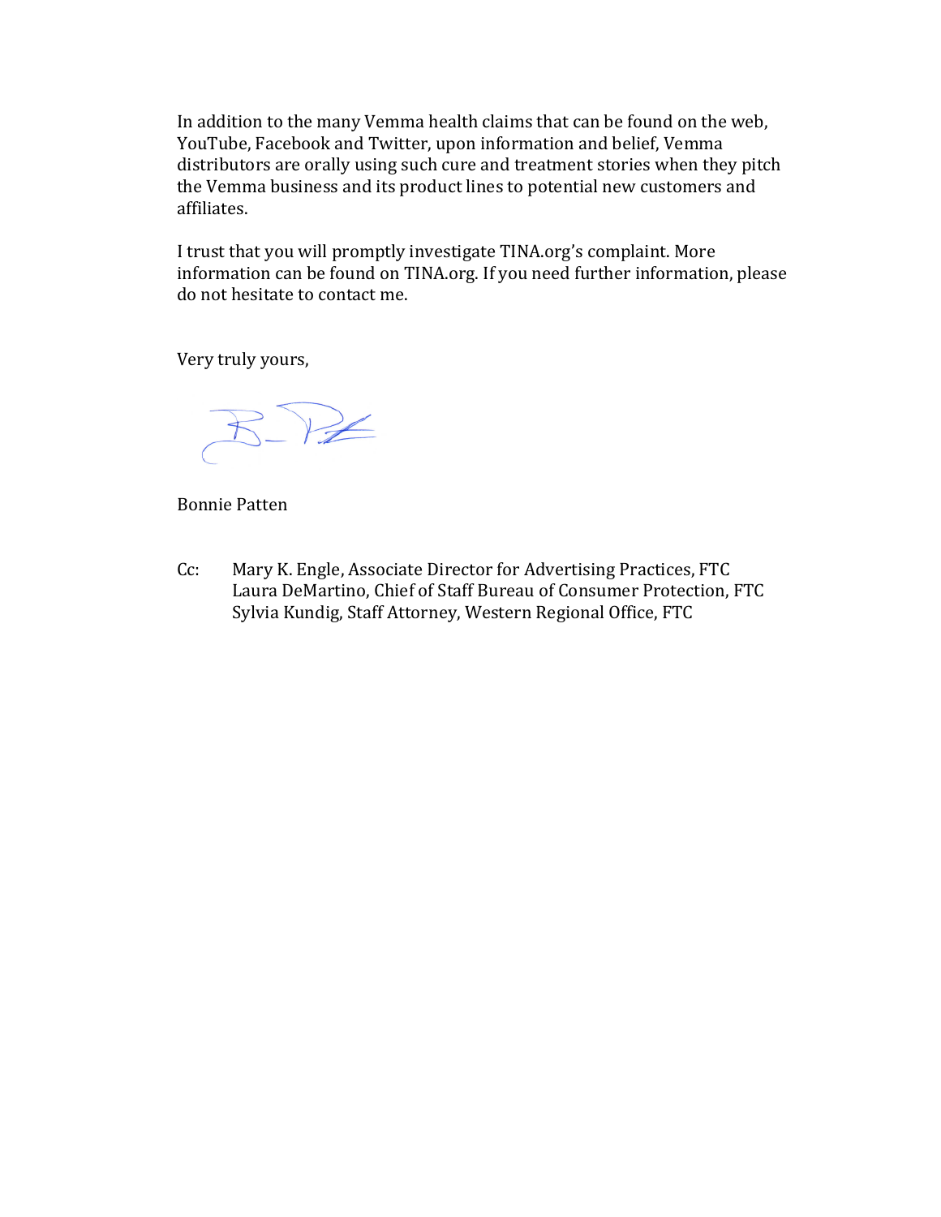In addition to the many Vemma health claims that can be found on the web, YouTube, Facebook and Twitter, upon information and belief, Vemma distributors are orally using such cure and treatment stories when they pitch the Vemma business and its product lines to potential new customers and affiliates.

I trust that you will promptly investigate TINA.org's complaint. More information can be found on TINA.org. If you need further information, please do not hesitate to contact me.

Very truly yours,

Bonnie Patten

Cc: Mary K. Engle, Associate Director for Advertising Practices, FTC
Laura DeMartino, Chief of Staff Bureau of Consumer Protection, FTC
Sylvia Kundig, Staff Attorney, Western Regional Office, FTC